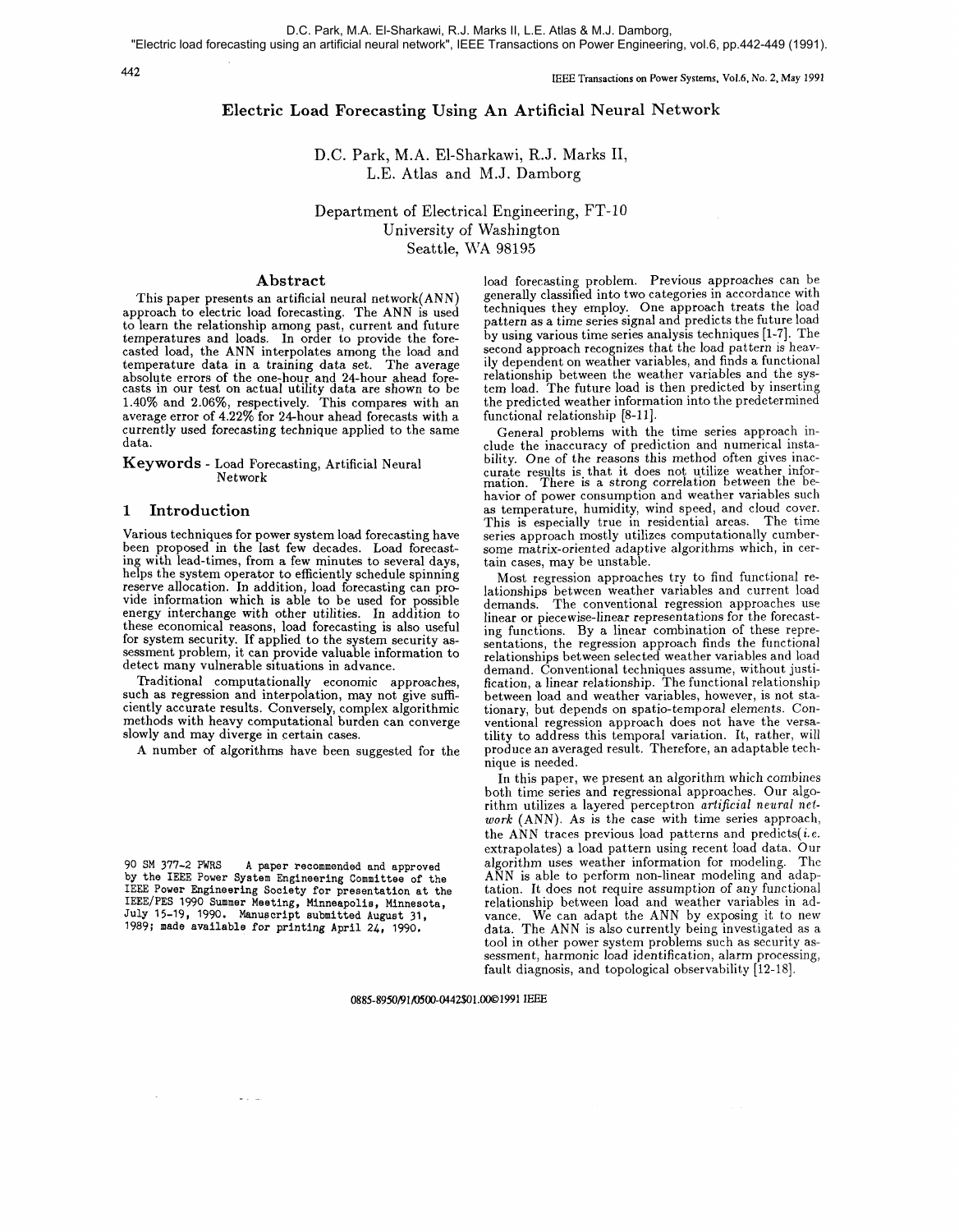D.C. Park, M.A. El-Sharkawi, R.J. Marks II, L.E. Atlas & M.J. Damborg,
"Electric load forecasting using an artificial neural network", IEEE Transactions on Power Engineering, vol.6, pp.442-449 (1991).

# Electric Load Forecasting Using An Artificial Neural Network

D.C. Park, M.A. El-Sharkawi, R.J. Marks II,
L.E. Atlas and M.J. Damborg

Department of Electrical Engineering, FT-10
University of Washington
Seattle, WA 98195

## Abstract

This paper presents an artificial neural network(ANN) approach to electric load forecasting. The ANN is used to learn the relationship among past, current and future temperatures and loads. In order to provide the forecasted load, the ANN interpolates among the load and temperature data in a training data set. The average absolute errors of the one-hour and 24-hour ahead forecasts in our test on actual utility data are shown to be 1.40% and 2.06%, respectively. This compares with an average error of 4.22% for 24-hour ahead forecasts with a currently used forecasting technique applied to the same data.

**Keywords** - Load Forecasting, Artificial Neural Network

## 1 Introduction

Various techniques for power system load forecasting have been proposed in the last few decades. Load forecasting with lead-times, from a few minutes to several days, helps the system operator to efficiently schedule spinning reserve allocation. In addition, load forecasting can provide information which is able to be used for possible energy interchange with other utilities. In addition to these economical reasons, load forecasting is also useful for system security. If applied to the system security assessment problem, it can provide valuable information to detect many vulnerable situations in advance.

Traditional computationally economic approaches, such as regression and interpolation, may not give sufficiently accurate results. Conversely, complex algorithmic methods with heavy computational burden can converge slowly and may diverge in certain cases.

A number of algorithms have been suggested for the load forecasting problem. Previous approaches can be generally classified into two categories in accordance with techniques they employ. One approach treats the load pattern as a time series signal and predicts the future load by using various time series analysis techniques [1-7]. The second approach recognizes that the load pattern is heavily dependent on weather variables, and finds a functional relationship between the weather variables and the system load. The future load is then predicted by inserting the predicted weather information into the predetermined functional relationship [8-11].

General problems with the time series approach include the inaccuracy of prediction and numerical instability. One of the reasons this method often gives inaccurate results is that it does not utilize weather information. There is a strong correlation between the behavior of power consumption and weather variables such as temperature, humidity, wind speed, and cloud cover. This is especially true in residential areas. The time series approach mostly utilizes computationally cumbersome matrix-oriented adaptive algorithms which, in certain cases, may be unstable.

Most regression approaches try to find functional relationships between weather variables and current load demands. The conventional regression approaches use linear or piecewise-linear representations for the forecasting functions. By a linear combination of these representations, the regression approach finds the functional relationships between selected weather variables and load demand. Conventional techniques assume, without justification, a linear relationship. The functional relationship between load and weather variables, however, is not stationary, but depends on spatio-temporal elements. Conventional regression approach does not have the versatility to address this temporal variation. It, rather, will produce an averaged result. Therefore, an adaptable technique is needed.

In this paper, we present an algorithm which combines both time series and regressional approaches. Our algorithm utilizes a layered perceptron *artificial neural network* (ANN). As is the case with time series approach, the ANN traces previous load patterns and predicts(*i.e.* extrapolates) a load pattern using recent load data. Our algorithm uses weather information for modeling. The ANN is able to perform non-linear modeling and adaptation. It does not require assumption of any functional relationship between load and weather variables in advance. We can adapt the ANN by exposing it to new data. The ANN is also currently being investigated as a tool in other power system problems such as security assessment, harmonic load identification, alarm processing, fault diagnosis, and topological observability [12-18].

90 SM 377-2 PWRS A paper recommended and approved by the IEEE Power System Engineering Committee of the IEEE Power Engineering Society for presentation at the IEEE/PES 1990 Summer Meeting, Minneapolis, Minnesota, July 15-19, 1990. Manuscript submitted August 31, 1989; made available for printing April 24, 1990.

0885-8950/91/0500-0442$01.00©1991 IEEE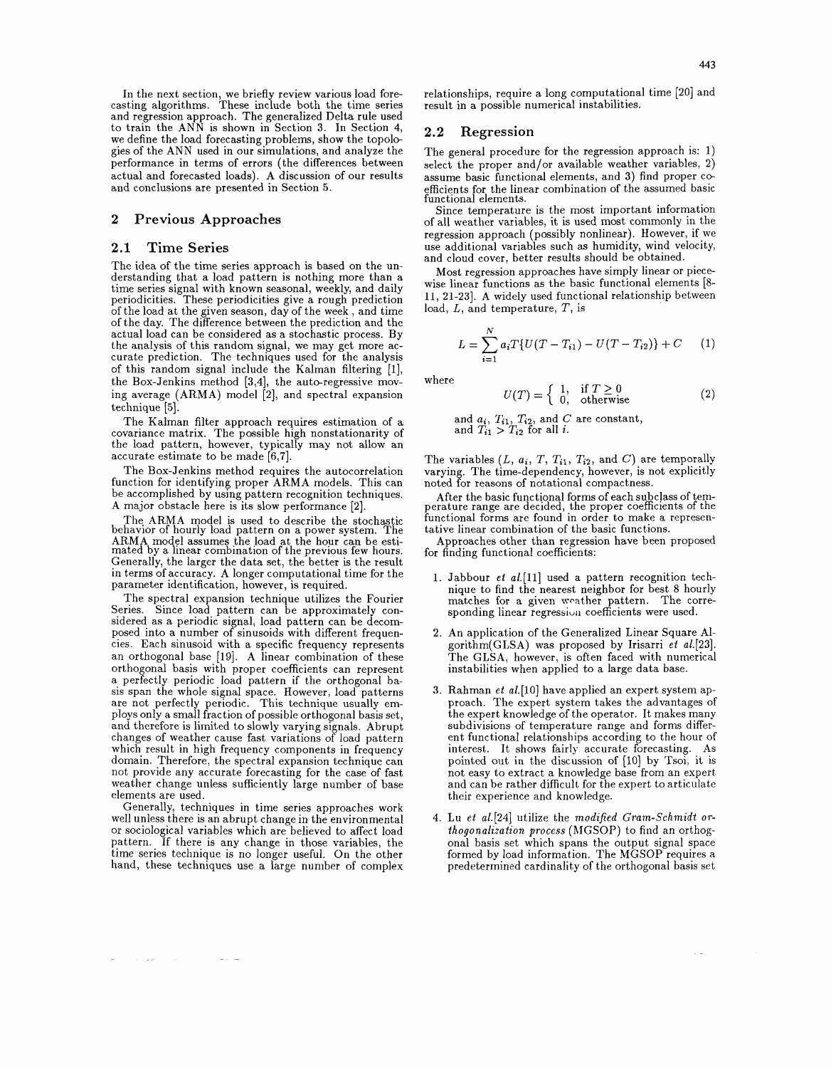In the next section, we briefly review various load forecasting algorithms. These include both the time series and regression approach. The generalized Delta rule used to train the ANN is shown in Section 3. In Section 4, we define the load forecasting problems, show the topologies of the ANN used in our simulations, and analyze the performance in terms of errors (the differences between actual and forecasted loads). A discussion of our results and conclusions are presented in Section 5.

## 2 Previous Approaches

### 2.1 Time Series

The idea of the time series approach is based on the understanding that a load pattern is nothing more than a time series signal with known seasonal, weekly, and daily periodicities. These periodicities give a rough prediction of the load at the given season, day of the week , and time of the day. The difference between the prediction and the actual load can be considered as a stochastic process. By the analysis of this random signal, we may get more accurate prediction. The techniques used for the analysis of this random signal include the Kalman filtering [1], the Box-Jenkins method [3,4], the auto-regressive moving average (ARMA) model [2], and spectral expansion technique [5].

The Kalman filter approach requires estimation of a covariance matrix. The possible high nonstationarity of the load pattern, however, typically may not allow an accurate estimate to be made [6,7].

The Box-Jenkins method requires the autocorrelation function for identifying proper ARMA models. This can be accomplished by using pattern recognition techniques. A major obstacle here is its slow performance [2].

The ARMA model is used to describe the stochastic behavior of hourly load pattern on a power system. The ARMA model assumes the load at the hour can be estimated by a linear combination of the previous few hours. Generally, the larger the data set, the better is the result in terms of accuracy. A longer computational time for the parameter identification, however, is required.

The spectral expansion technique utilizes the Fourier Series. Since load pattern can be approximately considered as a periodic signal, load pattern can be decomposed into a number of sinusoids with different frequencies. Each sinusoid with a specific frequency represents an orthogonal base [19]. A linear combination of these orthogonal basis with proper coefficients can represent a perfectly periodic load pattern if the orthogonal basis span the whole signal space. However, load patterns are not perfectly periodic. This technique usually employs only a small fraction of possible orthogonal basis set, and therefore is limited to slowly varying signals. Abrupt changes of weather cause fast variations of load pattern which result in high frequency components in frequency domain. Therefore, the spectral expansion technique can not provide any accurate forecasting for the case of fast weather change unless sufficiently large number of base elements are used.

Generally, techniques in time series approaches work well unless there is an abrupt change in the environmental or sociological variables which are believed to affect load pattern. If there is any change in those variables, the time series technique is no longer useful. On the other hand, these techniques use a large number of complex relationships, require a long computational time [20] and result in a possible numerical instabilities.

### 2.2 Regression

The general procedure for the regression approach is: 1) select the proper and/or available weather variables, 2) assume basic functional elements, and 3) find proper coefficients for the linear combination of the assumed basic functional elements.

Since temperature is the most important information of all weather variables, it is used most commonly in the regression approach (possibly nonlinear). However, if we use additional variables such as humidity, wind velocity, and cloud cover, better results should be obtained.

Most regression approaches have simply linear or piecewise linear functions as the basic functional elements [8-11, 21-23]. A widely used functional relationship between load, $L$, and temperature, $T$, is

$$L = \sum_{i=1}^{N} a_i T\{U(T - T_{i1}) - U(T - T_{i2})\} + C \quad (1)$$

where

$$U(T) = \begin{cases} 1, & \text{if } T \geq 0 \\ 0, & \text{otherwise} \end{cases} \quad (2)$$

and $a_i$, $T_{i1}$, $T_{i2}$, and $C$ are constant, and $T_{i1} > T_{i2}$ for all $i$.

The variables ($L$, $a_i$, $T$, $T_{i1}$, $T_{i2}$, and $C$) are temporally varying. The time-dependency, however, is not explicitly noted for reasons of notational compactness.

After the basic functional forms of each subclass of temperature range are decided, the proper coefficients of the functional forms are found in order to make a representative linear combination of the basic functions.

Approaches other than regression have been proposed for finding functional coefficients:

1. Jabbour *et al.*[11] used a pattern recognition technique to find the nearest neighbor for best 8 hourly matches for a given weather pattern. The corresponding linear regression coefficients were used.
2. An application of the Generalized Linear Square Algorithm(GLSA) was proposed by Irisarri *et al.*[23]. The GLSA, however, is often faced with numerical instabilities when applied to a large data base.
3. Rahman *et al.*[10] have applied an expert system approach. The expert system takes the advantages of the expert knowledge of the operator. It makes many subdivisions of temperature range and forms different functional relationships according to the hour of interest. It shows fairly accurate forecasting. As pointed out in the discussion of [10] by Tsoi, it is not easy to extract a knowledge base from an expert and can be rather difficult for the expert to articulate their experience and knowledge.
4. Lu *et al.*[24] utilize the *modified Gram-Schmidt orthogonalization process* (MGSOP) to find an orthogonal basis set which spans the output signal space formed by load information. The MGSOP requires a predetermined cardinality of the orthogonal basis set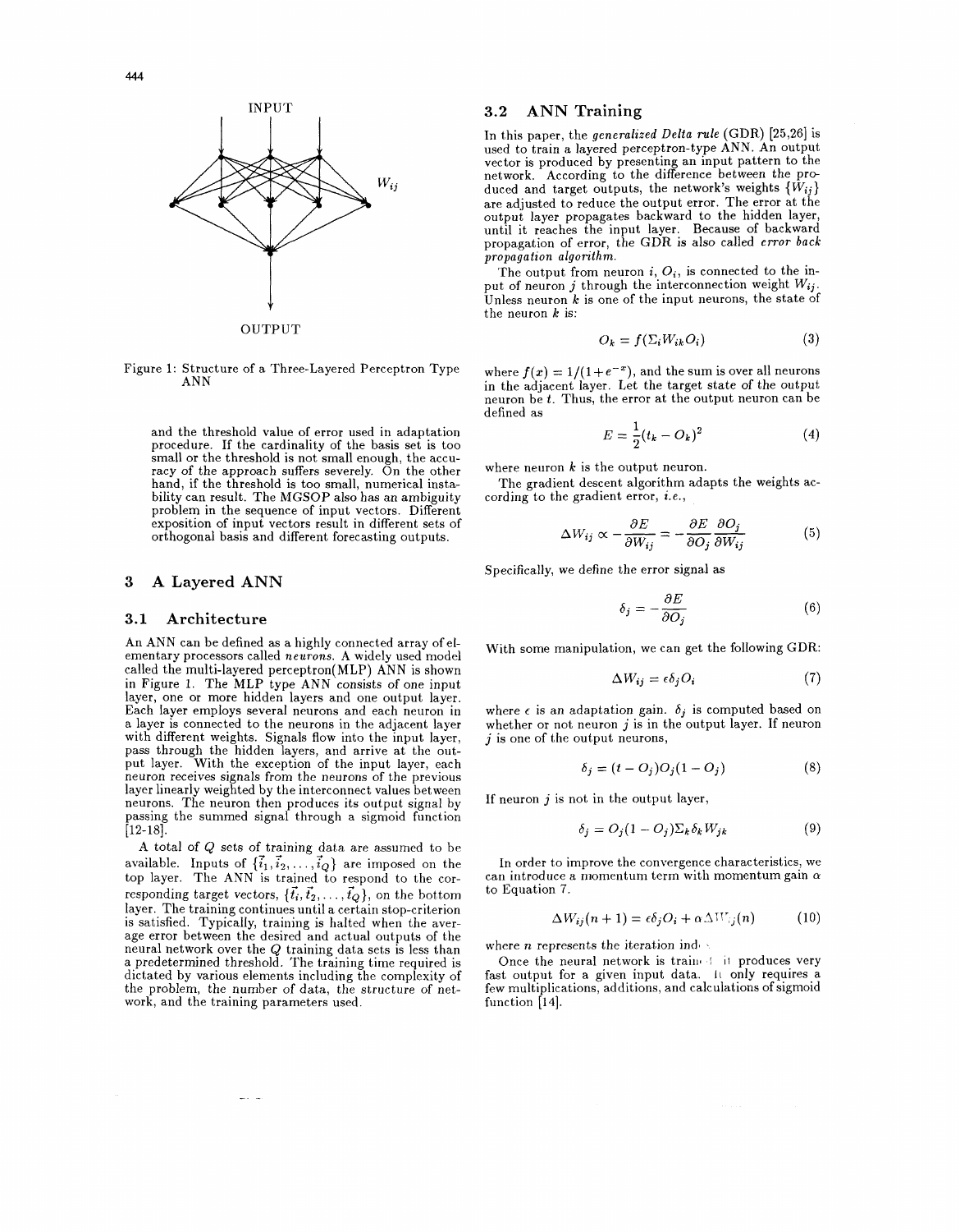Figure 1: Structure of a Three-Layered Perceptron Type ANN

and the threshold value of error used in adaptation procedure. If the cardinality of the basis set is too small or the threshold is not small enough, the accuracy of the approach suffers severely. On the other hand, if the threshold is too small, numerical instability can result. The MGSOP also has an ambiguity problem in the sequence of input vectors. Different exposition of input vectors result in different sets of orthogonal basis and different forecasting outputs.

## 3 A Layered ANN

### 3.1 Architecture

An ANN can be defined as a highly connected array of elementary processors called *neurons*. A widely used model called the multi-layered perceptron(MLP) ANN is shown in Figure 1. The MLP type ANN consists of one input layer, one or more hidden layers and one output layer. Each layer employs several neurons and each neuron in a layer is connected to the neurons in the adjacent layer with different weights. Signals flow into the input layer, pass through the hidden layers, and arrive at the output layer. With the exception of the input layer, each neuron receives signals from the neurons of the previous layer linearly weighted by the interconnect values between neurons. The neuron then produces its output signal by passing the summed signal through a sigmoid function [12-18].

A total of $Q$ sets of training data are assumed to be available. Inputs of $\{\vec{i}_1, \vec{i}_2, \ldots, \vec{i}_Q\}$ are imposed on the top layer. The ANN is trained to respond to the corresponding target vectors, $\{\vec{t}_1, \vec{t}_2, \ldots, \vec{t}_Q\}$, on the bottom layer. The training continues until a certain stop-criterion is satisfied. Typically, training is halted when the average error between the desired and actual outputs of the neural network over the $Q$ training data sets is less than a predetermined threshold. The training time required is dictated by various elements including the complexity of the problem, the number of data, the structure of network, and the training parameters used.

### 3.2 ANN Training

In this paper, the *generalized Delta rule* (GDR) [25,26] is used to train a layered perceptron-type ANN. An output vector is produced by presenting an input pattern to the network. According to the difference between the produced and target outputs, the network's weights $\{W_{ij}\}$ are adjusted to reduce the output error. The error at the output layer propagates backward to the hidden layer, until it reaches the input layer. Because of backward propagation of error, the GDR is also called *error back propagation algorithm*.

The output from neuron $i$, $O_i$, is connected to the input of neuron $j$ through the interconnection weight $W_{ij}$. Unless neuron $k$ is one of the input neurons, the state of the neuron $k$ is:

$$O_k = f(\Sigma_i W_{ik} O_i) \tag{3}$$

where $f(x) = 1/(1+e^{-x})$, and the sum is over all neurons in the adjacent layer. Let the target state of the output neuron be $t$. Thus, the error at the output neuron can be defined as

$$E = \frac{1}{2}(t_k - O_k)^2 \tag{4}$$

where neuron $k$ is the output neuron.

The gradient descent algorithm adapts the weights according to the gradient error, *i.e.*,

$$\Delta W_{ij} \propto -\frac{\partial E}{\partial W_{ij}} = -\frac{\partial E}{\partial O_j}\frac{\partial O_j}{\partial W_{ij}} \tag{5}$$

Specifically, we define the error signal as

$$\delta_j = -\frac{\partial E}{\partial O_j} \tag{6}$$

With some manipulation, we can get the following GDR:

$$\Delta W_{ij} = \epsilon \delta_j O_i \tag{7}$$

where $\epsilon$ is an adaptation gain. $\delta_j$ is computed based on whether or not neuron $j$ is in the output layer. If neuron $j$ is one of the output neurons,

$$\delta_j = (t - O_j)O_j(1 - O_j) \tag{8}$$

If neuron $j$ is not in the output layer,

$$\delta_j = O_j(1 - O_j)\Sigma_k \delta_k W_{jk} \tag{9}$$

In order to improve the convergence characteristics, we can introduce a momentum term with momentum gain $\alpha$ to Equation 7.

$$\Delta W_{ij}(n+1) = \epsilon \delta_j O_i + \alpha \Delta W_{ij}(n) \tag{10}$$

where $n$ represents the iteration index.

Once the neural network is trained, it produces very fast output for a given input data. It only requires a few multiplications, additions, and calculations of sigmoid function [14].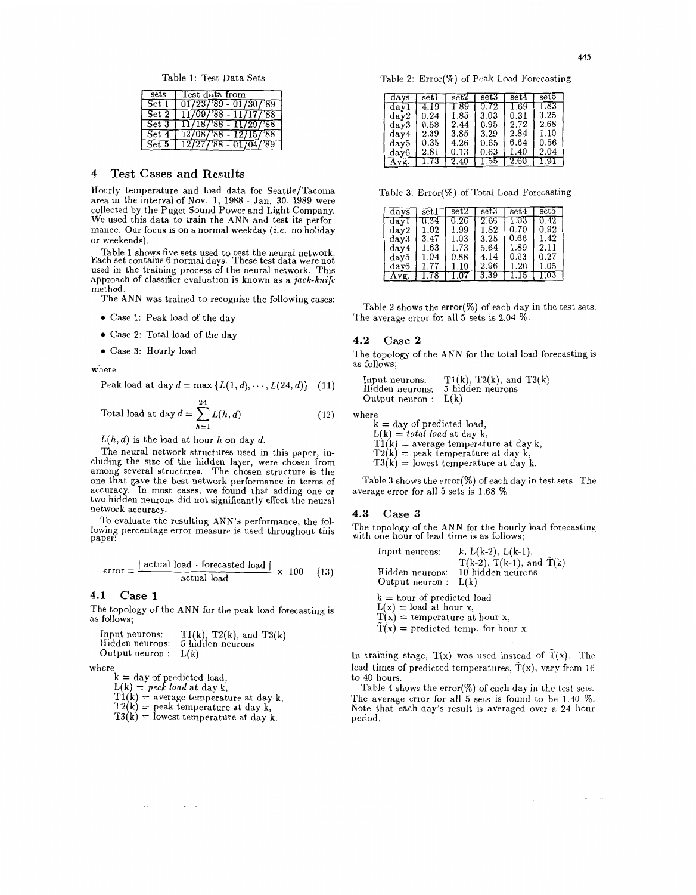Table 1: Test Data Sets

| sets | Test data from |
|---|---|
| Set 1 | 01/23/'89 - 01/30/'89 |
| Set 2 | 11/09/'88 - 11/17/'88 |
| Set 3 | 11/18/'88 - 11/29/'88 |
| Set 4 | 12/08/'88 - 12/15/'88 |
| Set 5 | 12/27/'88 - 01/04/'89 |

## 4 Test Cases and Results

Hourly temperature and load data for Seattle/Tacoma area in the interval of Nov. 1, 1988 - Jan. 30, 1989 were collected by the Puget Sound Power and Light Company. We used this data to train the ANN and test its performance. Our focus is on a normal weekday (*i.e.* no holiday or weekends).

Table 1 shows five sets used to test the neural network. Each set contains 6 normal days. These test data were not used in the training process of the neural network. This approach of classifier evaluation is known as a *jack-knife* method.

The ANN was trained to recognize the following cases:

- Case 1: Peak load of the day
- Case 2: Total load of the day
- Case 3: Hourly load

where

$$\text{Peak load at day } d = \max\{L(1,d), \cdots, L(24,d)\} \quad (11)$$

$$\text{Total load at day } d = \sum_{h=1}^{24} L(h,d) \quad (12)$$

$L(h,d)$ is the load at hour $h$ on day $d$.

The neural network structures used in this paper, including the size of the hidden layer, were chosen from among several structures. The chosen structure is the one that gave the best network performance in terms of accuracy. In most cases, we found that adding one or two hidden neurons did not significantly effect the neural network accuracy.

To evaluate the resulting ANN's performance, the following percentage error measure is used throughout this paper:

$$\text{error} = \frac{|\text{ actual load - forecasted load }|}{\text{actual load}} \times 100 \quad (13)$$

### 4.1 Case 1

The topology of the ANN for the peak load forecasting is as follows;

Input neurons: T1(k), T2(k), and T3(k)
Hidden neurons: 5 hidden neurons
Output neuron : L(k)

where
k = day of predicted load,
L(k) = *peak load* at day k,
T1(k) = average temperature at day k,
T2(k) = peak temperature at day k,
T3(k) = lowest temperature at day k.

Table 2: Error(%) of Peak Load Forecasting

| days | set1 | set2 | set3 | set4 | set5 |
|---|---|---|---|---|---|
| day1 | 4.19 | 1.89 | 0.72 | 1.69 | 1.83 |
| day2 | 0.24 | 1.85 | 3.03 | 0.31 | 3.25 |
| day3 | 0.58 | 2.44 | 0.95 | 2.72 | 2.68 |
| day4 | 2.39 | 3.85 | 3.29 | 2.84 | 1.10 |
| day5 | 0.35 | 4.26 | 0.65 | 6.64 | 0.56 |
| day6 | 2.81 | 0.13 | 0.63 | 1.40 | 2.04 |
| Avg. | 1.73 | 2.40 | 1.55 | 2.60 | 1.91 |

Table 3: Error(%) of Total Load Forecasting

| days | set1 | set2 | set3 | set4 | set5 |
|---|---|---|---|---|---|
| day1 | 0.34 | 0.26 | 2.66 | 1.03 | 0.42 |
| day2 | 1.02 | 1.99 | 1.82 | 0.70 | 0.92 |
| day3 | 3.47 | 1.03 | 3.25 | 0.66 | 1.42 |
| day4 | 1.63 | 1.73 | 5.64 | 1.89 | 2.11 |
| day5 | 1.04 | 0.88 | 4.14 | 0.03 | 0.27 |
| day6 | 1.77 | 1.10 | 2.96 | 1.20 | 1.05 |
| Avg. | 1.78 | 1.07 | 3.39 | 1.15 | 1.03 |

Table 2 shows the error(%) of each day in the test sets. The average error for all 5 sets is 2.04 %.

### 4.2 Case 2

The topology of the ANN for the total load forecasting is as follows;

Input neurons: T1(k), T2(k), and T3(k)
Hidden neurons: 5 hidden neurons
Output neuron : L(k)

where
k = day of predicted load,
L(k) = *total load* at day k,
T1(k) = average temperature at day k,
T2(k) = peak temperature at day k,
T3(k) = lowest temperature at day k.

Table 3 shows the error(%) of each day in test sets. The average error for all 5 sets is 1.68 %.

### 4.3 Case 3

The topology of the ANN for the hourly load forecasting with one hour of lead time is as follows;

Input neurons: k, L(k-2), L(k-1), T(k-2), T(k-1), and $\hat{T}$(k)
Hidden neurons: 10 hidden neurons
Output neuron : L(k)

k = hour of predicted load
L(x) = load at hour x,
T(x) = temperature at hour x,
$\hat{T}$(x) = predicted temp. for hour x

In training stage, T(x) was used instead of $\hat{T}$(x). The lead times of predicted temperatures, $\hat{T}$(x), vary from 16 to 40 hours.

Table 4 shows the error(%) of each day in the test sets. The average error for all 5 sets is found to be 1.40 %. Note that each day's result is averaged over a 24 hour period.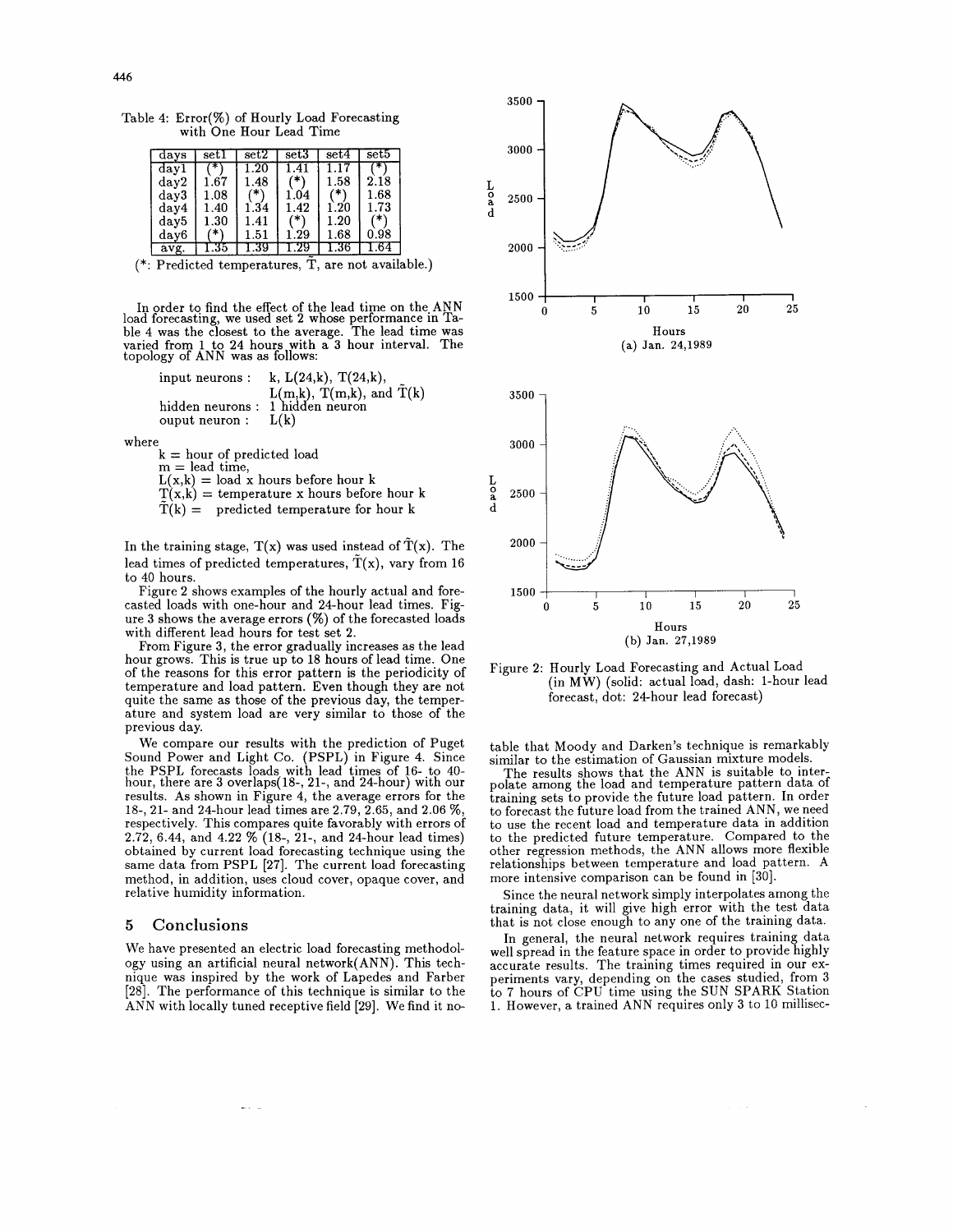Table 4: Error(%) of Hourly Load Forecasting with One Hour Lead Time

| days | set1 | set2 | set3 | set4 | set5 |
|---|---|---|---|---|---|
| day1 | (*) | 1.20 | 1.41 | 1.17 | (*) |
| day2 | 1.67 | 1.48 | (*) | 1.58 | 2.18 |
| day3 | 1.08 | (*) | 1.04 | (*) | 1.68 |
| day4 | 1.40 | 1.34 | 1.42 | 1.20 | 1.73 |
| day5 | 1.30 | 1.41 | (*) | 1.20 | (*) |
| day6 | (*) | 1.51 | 1.29 | 1.68 | 0.98 |
| avg. | 1.35 | 1.39 | 1.29 | 1.36 | 1.64 |

(*: Predicted temperatures, $\tilde{T}$, are not available.)

In order to find the effect of the lead time on the ANN load forecasting, we used set 2 whose performance in Table 4 was the closest to the average. The lead time was varied from 1 to 24 hours with a 3 hour interval. The topology of ANN was as follows:

input neurons : k, L(24,k), T(24,k), L(m,k), T(m,k), and $\tilde{T}$(k)
hidden neurons : 1 hidden neuron
ouput neuron : L(k)

where
k = hour of predicted load
m = lead time,
L(x,k) = load x hours before hour k
T(x,k) = temperature x hours before hour k
$\tilde{T}$(k) = predicted temperature for hour k

In the training stage, T(x) was used instead of $\tilde{T}$(x). The lead times of predicted temperatures, $\tilde{T}$(x), vary from 16 to 40 hours.

Figure 2 shows examples of the hourly actual and forecasted loads with one-hour and 24-hour lead times. Figure 3 shows the average errors (%) of the forecasted loads with different lead hours for test set 2.

From Figure 3, the error gradually increases as the lead hour grows. This is true up to 18 hours of lead time. One of the reasons for this error pattern is the periodicity of temperature and load pattern. Even though they are not quite the same as those of the previous day, the temperature and system load are very similar to those of the previous day.

We compare our results with the prediction of Puget Sound Power and Light Co. (PSPL) in Figure 4. Since the PSPL forecasts loads with lead times of 16- to 40-hour, there are 3 overlaps(18-, 21-, and 24-hour) with our results. As shown in Figure 4, the average errors for the 18-, 21- and 24-hour lead times are 2.79, 2.65, and 2.06 %, respectively. This compares quite favorably with errors of 2.72, 6.44, and 4.22 % (18-, 21-, and 24-hour lead times) obtained by current load forecasting technique using the same data from PSPL [27]. The current load forecasting method, in addition, uses cloud cover, opaque cover, and relative humidity information.

## 5 Conclusions

We have presented an electric load forecasting methodology using an artificial neural network(ANN). This technique was inspired by the work of Lapedes and Farber [28]. The performance of this technique is similar to the ANN with locally tuned receptive field [29]. We find it notable that Moody and Darken's technique is remarkably similar to the estimation of Gaussian mixture models.

Figure 2: Hourly Load Forecasting and Actual Load (in MW) (solid: actual load, dash: 1-hour lead forecast, dot: 24-hour lead forecast) — (a) Jan. 24,1989; (b) Jan. 27,1989

The results shows that the ANN is suitable to interpolate among the load and temperature pattern data of training sets to provide the future load pattern. In order to forecast the future load from the trained ANN, we need to use the recent load and temperature data in addition to the predicted future temperature. Compared to the other regression methods, the ANN allows more flexible relationships between temperature and load pattern. A more intensive comparison can be found in [30].

Since the neural network simply interpolates among the training data, it will give high error with the test data that is not close enough to any one of the training data.

In general, the neural network requires training data well spread in the feature space in order to provide highly accurate results. The training times required in our experiments vary, depending on the cases studied, from 3 to 7 hours of CPU time using the SUN SPARK Station 1. However, a trained ANN requires only 3 to 10 millisec-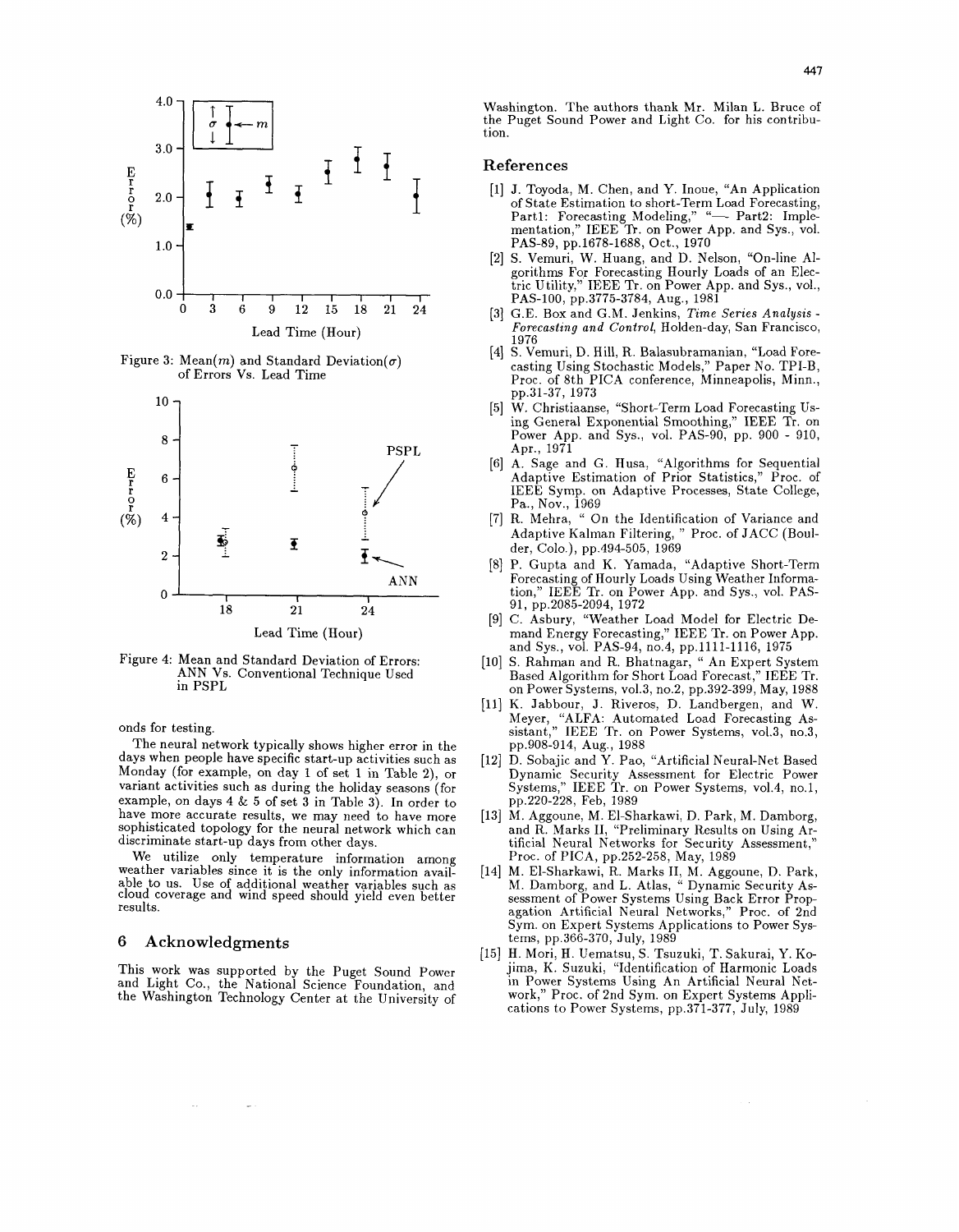Figure 3: Mean($m$) and Standard Deviation($\sigma$) of Errors Vs. Lead Time

Figure 4: Mean and Standard Deviation of Errors: ANN Vs. Conventional Technique Used in PSPL

onds for testing.

The neural network typically shows higher error in the days when people have specific start-up activities such as Monday (for example, on day 1 of set 1 in Table 2), or variant activities such as during the holiday seasons (for example, on days 4 & 5 of set 3 in Table 3). In order to have more accurate results, we may need to have more sophisticated topology for the neural network which can discriminate start-up days from other days.

We utilize only temperature information among weather variables since it is the only information available to us. Use of additional weather variables such as cloud coverage and wind speed should yield even better results.

## 6 Acknowledgments

This work was supported by the Puget Sound Power and Light Co., the National Science Foundation, and the Washington Technology Center at the University of Washington. The authors thank Mr. Milan L. Bruce of the Puget Sound Power and Light Co. for his contribution.

## References

[1] J. Toyoda, M. Chen, and Y. Inoue, "An Application of State Estimation to short-Term Load Forecasting, Part1: Forecasting Modeling," "— Part2: Implementation," IEEE Tr. on Power App. and Sys., vol. PAS-89, pp.1678-1688, Oct., 1970

[2] S. Vemuri, W. Huang, and D. Nelson, "On-line Algorithms For Forecasting Hourly Loads of an Electric Utility," IEEE Tr. on Power App. and Sys., vol., PAS-100, pp.3775-3784, Aug., 1981

[3] G.E. Box and G.M. Jenkins, *Time Series Analysis - Forecasting and Control*, Holden-day, San Francisco, 1976

[4] S. Vemuri, D. Hill, R. Balasubramanian, "Load Forecasting Using Stochastic Models," Paper No. TPI-B, Proc. of 8th PICA conference, Minneapolis, Minn., pp.31-37, 1973

[5] W. Christiaanse, "Short-Term Load Forecasting Using General Exponential Smoothing," IEEE Tr. on Power App. and Sys., vol. PAS-90, pp. 900 - 910, Apr., 1971

[6] A. Sage and G. Husa, "Algorithms for Sequential Adaptive Estimation of Prior Statistics," Proc. of IEEE Symp. on Adaptive Processes, State College, Pa., Nov., 1969

[7] R. Mehra, " On the Identification of Variance and Adaptive Kalman Filtering, " Proc. of JACC (Boulder, Colo.), pp.494-505, 1969

[8] P. Gupta and K. Yamada, "Adaptive Short-Term Forecasting of Hourly Loads Using Weather Information," IEEE Tr. on Power App. and Sys., vol. PAS-91, pp.2085-2094, 1972

[9] C. Asbury, "Weather Load Model for Electric Demand Energy Forecasting," IEEE Tr. on Power App. and Sys., vol. PAS-94, no.4, pp.1111-1116, 1975

[10] S. Rahman and R. Bhatnagar, " An Expert System Based Algorithm for Short Load Forecast," IEEE Tr. on Power Systems, vol.3, no.2, pp.392-399, May, 1988

[11] K. Jabbour, J. Riveros, D. Landbergen, and W. Meyer, "ALFA: Automated Load Forecasting Assistant," IEEE Tr. on Power Systems, vol.3, no.3, pp.908-914, Aug., 1988

[12] D. Sobajic and Y. Pao, "Artificial Neural-Net Based Dynamic Security Assessment for Electric Power Systems," IEEE Tr. on Power Systems, vol.4, no.1, pp.220-228, Feb, 1989

[13] M. Aggoune, M. El-Sharkawi, D. Park, M. Damborg, and R. Marks II, "Preliminary Results on Using Artificial Neural Networks for Security Assessment," Proc. of PICA, pp.252-258, May, 1989

[14] M. El-Sharkawi, R. Marks II, M. Aggoune, D. Park, M. Damborg, and L. Atlas, " Dynamic Security Assessment of Power Systems Using Back Error Propagation Artificial Neural Networks," Proc. of 2nd Sym. on Expert Systems Applications to Power Systems, pp.366-370, July, 1989

[15] H. Mori, H. Uematsu, S. Tsuzuki, T. Sakurai, Y. Kojima, K. Suzuki, "Identification of Harmonic Loads in Power Systems Using An Artificial Neural Network," Proc. of 2nd Sym. on Expert Systems Applications to Power Systems, pp.371-377, July, 1989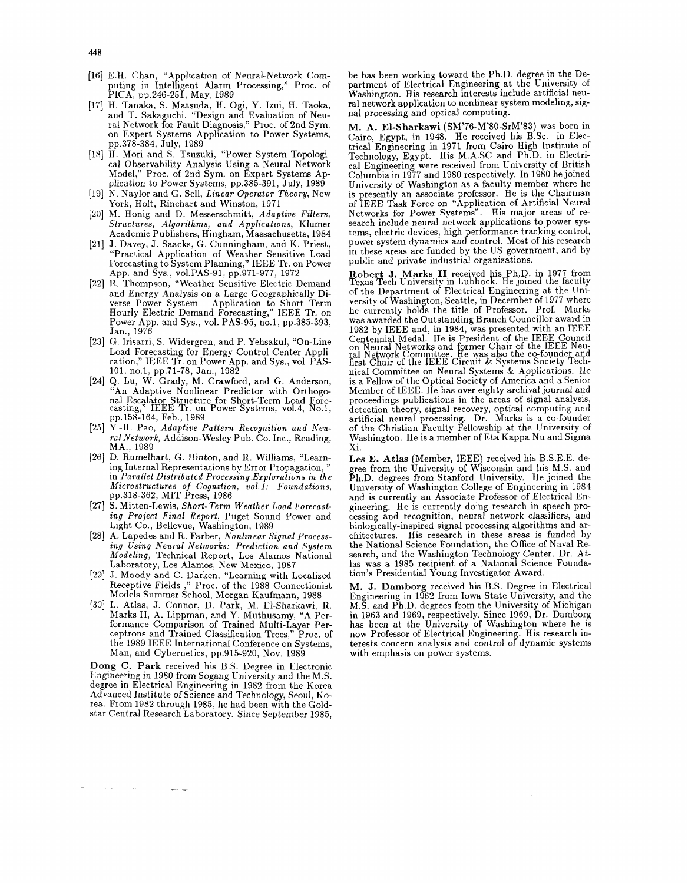[16] E.H. Chan, "Application of Neural-Network Computing in Intelligent Alarm Processing," Proc. of PICA, pp.246-251, May, 1989

[17] H. Tanaka, S. Matsuda, H. Ogi, Y. Izui, H. Taoka, and T. Sakaguchi, "Design and Evaluation of Neural Network for Fault Diagnosis," Proc. of 2nd Sym. on Expert Systems Application to Power Systems, pp.378-384, July, 1989

[18] H. Mori and S. Tsuzuki, "Power System Topological Observability Analysis Using a Neural Network Model," Proc. of 2nd Sym. on Expert Systems Application to Power Systems, pp.385-391, July, 1989

[19] N. Naylor and G. Sell, *Linear Operator Theory*, New York, Holt, Rinehart and Winston, 1971

[20] M. Honig and D. Messerschmitt, *Adaptive Filters, Structures, Algorithms, and Applications*, Klumer Academic Publishers, Hingham, Massachusetts, 1984

[21] J. Davey, J. Saacks, G. Cunningham, and K. Priest, "Practical Application of Weather Sensitive Load Forecasting to System Planning," IEEE Tr. on Power App. and Sys., vol.PAS-91, pp.971-977, 1972

[22] R. Thompson, "Weather Sensitive Electric Demand and Energy Analysis on a Large Geographically Diverse Power System - Application to Short Term Hourly Electric Demand Forecasting," IEEE Tr. on Power App. and Sys., vol. PAS-95, no.1, pp.385-393, Jan., 1976

[23] G. Irisarri, S. Widergren, and P. Yehsakul, "On-Line Load Forecasting for Energy Control Center Application," IEEE Tr. on Power App. and Sys., vol. PAS-101, no.1, pp.71-78, Jan., 1982

[24] Q. Lu, W. Grady, M. Crawford, and G. Anderson, "An Adaptive Nonlinear Predictor with Orthogonal Escalator Structure for Short-Term Load Forecasting," IEEE Tr. on Power Systems, vol.4, No.1, pp.158-164, Feb., 1989

[25] Y.-H. Pao, *Adaptive Pattern Recognition and Neural Network*, Addison-Wesley Pub. Co. Inc., Reading, MA., 1989

[26] D. Rumelhart, G. Hinton, and R. Williams, "Learning Internal Representations by Error Propagation," in *Parallel Distributed Processing Explorations in the Microstructures of Cognition, vol.1: Foundations*, pp.318-362, MIT Press, 1986

[27] S. Mitten-Lewis, *Short-Term Weather Load Forecasting Project Final Report*, Puget Sound Power and Light Co., Bellevue, Washington, 1989

[28] A. Lapedes and R. Farber, *Nonlinear Signal Processing Using Neural Networks: Prediction and System Modeling*, Technical Report, Los Alamos National Laboratory, Los Alamos, New Mexico, 1987

[29] J. Moody and C. Darken, "Learning with Localized Receptive Fields ," Proc. of the 1988 Connectionist Models Summer School, Morgan Kaufmann, 1988

[30] L. Atlas, J. Connor, D. Park, M. El-Sharkawi, R. Marks II, A. Lippman, and Y. Muthusamy, "A Performance Comparison of Trained Multi-Layer Perceptrons and Trained Classification Trees," Proc. of the 1989 IEEE International Conference on Systems, Man, and Cybernetics, pp.915-920, Nov. 1989

**Dong C. Park** received his B.S. Degree in Electronic Engineering in 1980 from Sogang University and the M.S. degree in Electrical Engineering in 1982 from the Korea Advanced Institute of Science and Technology, Seoul, Korea. From 1982 through 1985, he had been with the Goldstar Central Research Laboratory. Since September 1985, he has been working toward the Ph.D. degree in the Department of Electrical Engineering at the University of Washington. His research interests include artificial neural network application to nonlinear system modeling, signal processing and optical computing.

**M. A. El-Sharkawi** (SM'76-M'80-SrM'83) was born in Cairo, Egypt, in 1948. He received his B.Sc. in Electrical Engineering in 1971 from Cairo High Institute of Technology, Egypt. His M.A.SC and Ph.D. in Electrical Engineering were received from University of British Columbia in 1977 and 1980 respectively. In 1980 he joined University of Washington as a faculty member where he is presently an associate professor. He is the Chairman of IEEE Task Force on "Application of Artificial Neural Networks for Power Systems". His major areas of research include neural network applications to power systems, electric devices, high performance tracking control, power system dynamics and control. Most of his research in these areas are funded by the US government, and by public and private industrial organizations.

**Robert J. Marks II** received his Ph.D. in 1977 from Texas Tech University in Lubbock. He joined the faculty of the Department of Electrical Engineering at the University of Washington, Seattle, in December of 1977 where he currently holds the title of Professor. Prof. Marks was awarded the Outstanding Branch Councillor award in 1982 by IEEE and, in 1984, was presented with an IEEE Centennial Medal. He is President of the IEEE Council on Neural Networks and former Chair of the IEEE Neural Network Committee. He was also the co-founder and first Chair of the IEEE Circuit & Systems Society Technical Committee on Neural Systems & Applications. He is a Fellow of the Optical Society of America and a Senior Member of IEEE. He has over eighty archival journal and proceedings publications in the areas of signal analysis, detection theory, signal recovery, optical computing and artificial neural processing. Dr. Marks is a co-founder of the Christian Faculty Fellowship at the University of Washington. He is a member of Eta Kappa Nu and Sigma Xi.

**Les E. Atlas** (Member, IEEE) received his B.S.E.E. degree from the University of Wisconsin and his M.S. and Ph.D. degrees from Stanford University. He joined the University of Washington College of Engineering in 1984 and is currently an Associate Professor of Electrical Engineering. He is currently doing research in speech processing and recognition, neural network classifiers, and biologically-inspired signal processing algorithms and architectures. His research in these areas is funded by the National Science Foundation, the Office of Naval Research, and the Washington Technology Center. Dr. Atlas was a 1985 recipient of a National Science Foundation's Presidential Young Investigator Award.

**M. J. Damborg** received his B.S. Degree in Electrical Engineering in 1962 from Iowa State University, and the M.S. and Ph.D. degrees from the University of Michigan in 1963 and 1969, respectively. Since 1969, Dr. Damborg has been at the University of Washington where he is now Professor of Electrical Engineering. His research interests concern analysis and control of dynamic systems with emphasis on power systems.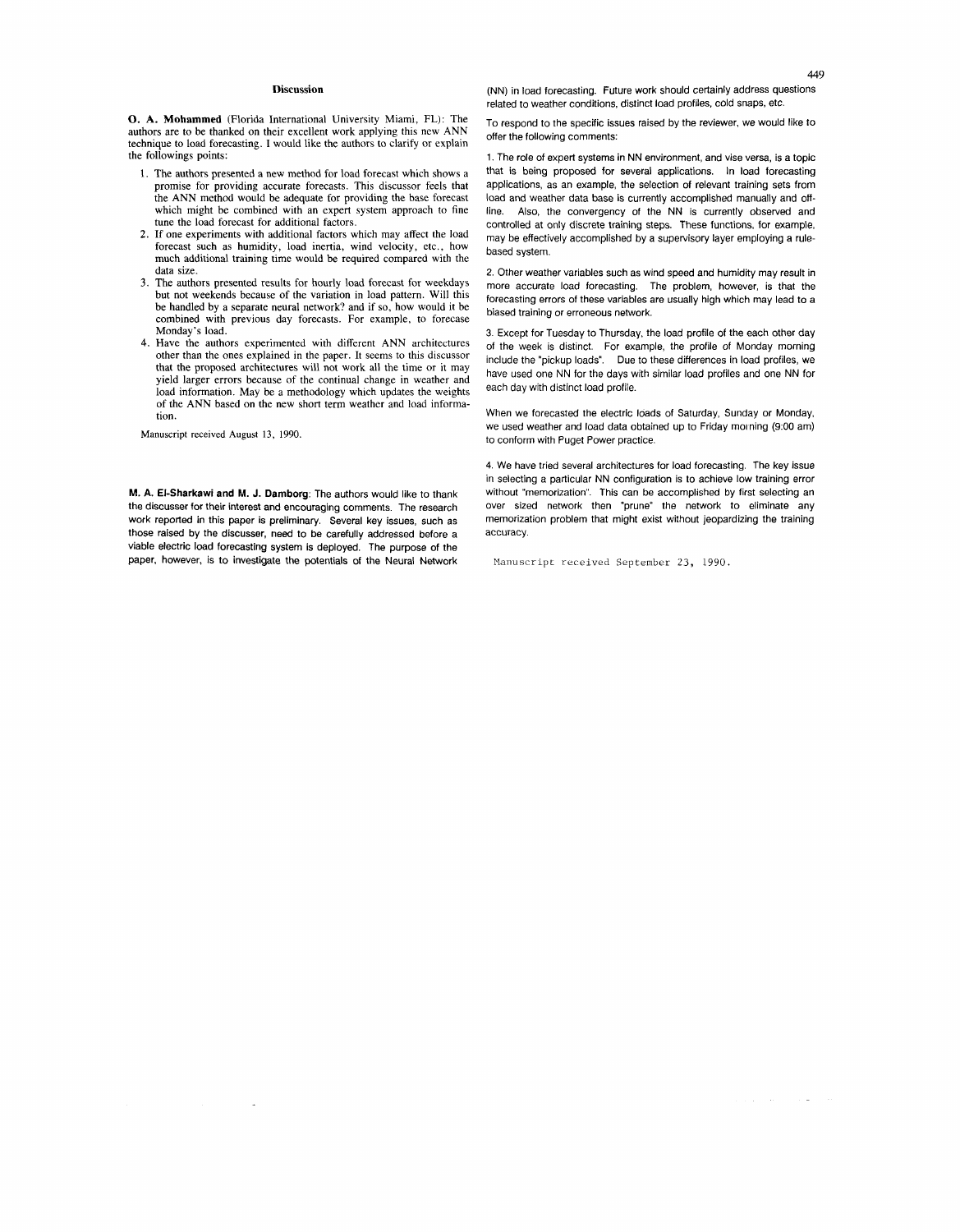## Discussion

**O. A. Mohammed** (Florida International University Miami, FL): The authors are to be thanked on their excellent work applying this new ANN technique to load forecasting. I would like the authors to clarify or explain the followings points:

1. The authors presented a new method for load forecast which shows a promise for providing accurate forecasts. This discussor feels that the ANN method would be adequate for providing the base forecast which might be combined with an expert system approach to fine tune the load forecast for additional factors.
2. If one experiments with additional factors which may affect the load forecast such as humidity, load inertia, wind velocity, etc., how much additional training time would be required compared with the data size.
3. The authors presented results for hourly load forecast for weekdays but not weekends because of the variation in load pattern. Will this be handled by a separate neural network? and if so, how would it be combined with previous day forecasts. For example, to forecase Monday's load.
4. Have the authors experimented with different ANN architectures other than the ones explained in the paper. It seems to this discussor that the proposed architectures will not work all the time or it may yield larger errors because of the continual change in weather and load information. May be a methodology which updates the weights of the ANN based on the new short term weather and load information.

Manuscript received August 13, 1990.

**M. A. El-Sharkawi and M. J. Damborg**: The authors would like to thank the discusser for their interest and encouraging comments. The research work reported in this paper is preliminary. Several key issues, such as those raised by the discusser, need to be carefully addressed before a viable electric load forecasting system is deployed. The purpose of the paper, however, is to investigate the potentials of the Neural Network (NN) in load forecasting. Future work should certainly address questions related to weather conditions, distinct load profiles, cold snaps, etc.

To respond to the specific issues raised by the reviewer, we would like to offer the following comments:

1. The role of expert systems in NN environment, and vise versa, is a topic that is being proposed for several applications. In load forecasting applications, as an example, the selection of relevant training sets from load and weather data base is currently accomplished manually and off-line. Also, the convergency of the NN is currently observed and controlled at only discrete training steps. These functions, for example, may be effectively accomplished by a supervisory layer employing a rule-based system.

2. Other weather variables such as wind speed and humidity may result in more accurate load forecasting. The problem, however, is that the forecasting errors of these variables are usually high which may lead to a biased training or erroneous network.

3. Except for Tuesday to Thursday, the load profile of the each other day of the week is distinct. For example, the profile of Monday morning include the "pickup loads". Due to these differences in load profiles, we have used one NN for the days with similar load profiles and one NN for each day with distinct load profile.

When we forecasted the electric loads of Saturday, Sunday or Monday, we used weather and load data obtained up to Friday morning (9:00 am) to conform with Puget Power practice.

4. We have tried several architectures for load forecasting. The key issue in selecting a particular NN configuration is to achieve low training error without "memorization". This can be accomplished by first selecting an over sized network then "prune" the network to eliminate any memorization problem that might exist without jeopardizing the training accuracy.

Manuscript received September 23, 1990.